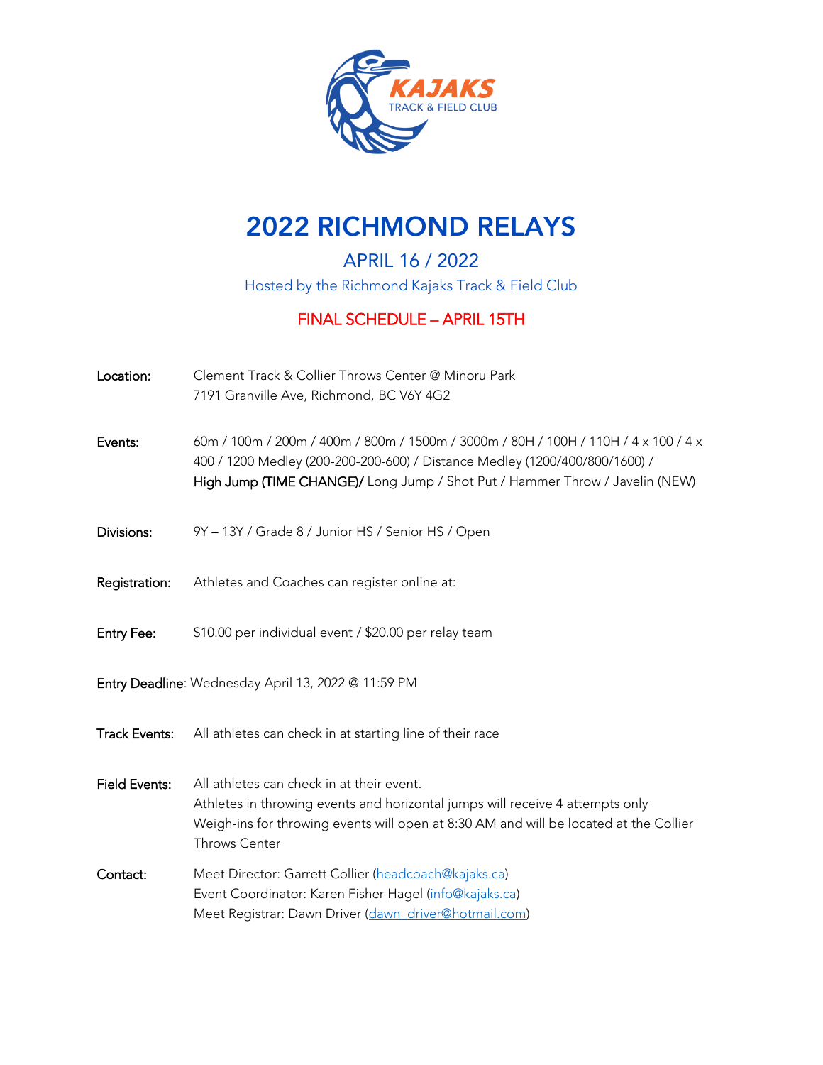KAJAKS
TRACK & FIELD CLUB

# 2022 RICHMOND RELAYS

## APRIL 16 / 2022

Hosted by the Richmond Kajaks Track & Field Club

### FINAL SCHEDULE – APRIL 15TH

**Location:** Clement Track & Collier Throws Center @ Minoru Park
7191 Granville Ave, Richmond, BC V6Y 4G2

**Events:** 60m / 100m / 200m / 400m / 800m / 1500m / 3000m / 80H / 100H / 110H / 4 x 100 / 4 x 400 / 1200 Medley (200-200-200-600) / Distance Medley (1200/400/800/1600) / **High Jump (TIME CHANGE)/** Long Jump / Shot Put / Hammer Throw / Javelin (NEW)

**Divisions:** 9Y – 13Y / Grade 8 / Junior HS / Senior HS / Open

**Registration:** Athletes and Coaches can register online at:

**Entry Fee:** $10.00 per individual event / $20.00 per relay team

**Entry Deadline**: Wednesday April 13, 2022 @ 11:59 PM

**Track Events:** All athletes can check in at starting line of their race

**Field Events:** All athletes can check in at their event.
Athletes in throwing events and horizontal jumps will receive 4 attempts only
Weigh-ins for throwing events will open at 8:30 AM and will be located at the Collier Throws Center

**Contact:** Meet Director: Garrett Collier (headcoach@kajaks.ca)
Event Coordinator: Karen Fisher Hagel (info@kajaks.ca)
Meet Registrar: Dawn Driver (dawn_driver@hotmail.com)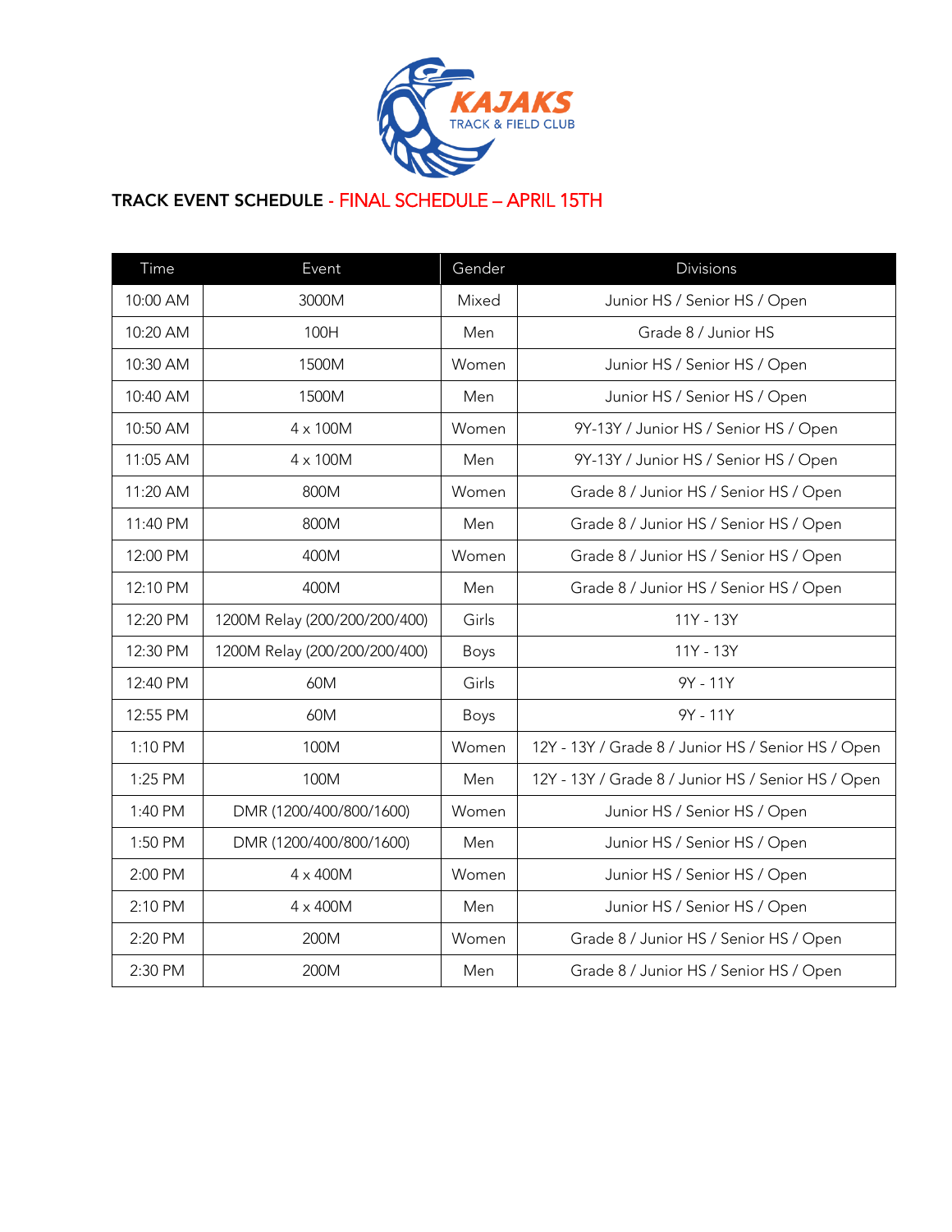KAJAKS TRACK & FIELD CLUB

**TRACK EVENT SCHEDULE** - FINAL SCHEDULE – APRIL 15TH

| Time | Event | Gender | Divisions |
|---|---|---|---|
| 10:00 AM | 3000M | Mixed | Junior HS / Senior HS / Open |
| 10:20 AM | 100H | Men | Grade 8 / Junior HS |
| 10:30 AM | 1500M | Women | Junior HS / Senior HS / Open |
| 10:40 AM | 1500M | Men | Junior HS / Senior HS / Open |
| 10:50 AM | 4 x 100M | Women | 9Y-13Y / Junior HS / Senior HS / Open |
| 11:05 AM | 4 x 100M | Men | 9Y-13Y / Junior HS / Senior HS / Open |
| 11:20 AM | 800M | Women | Grade 8 / Junior HS / Senior HS / Open |
| 11:40 PM | 800M | Men | Grade 8 / Junior HS / Senior HS / Open |
| 12:00 PM | 400M | Women | Grade 8 / Junior HS / Senior HS / Open |
| 12:10 PM | 400M | Men | Grade 8 / Junior HS / Senior HS / Open |
| 12:20 PM | 1200M Relay (200/200/200/400) | Girls | 11Y - 13Y |
| 12:30 PM | 1200M Relay (200/200/200/400) | Boys | 11Y - 13Y |
| 12:40 PM | 60M | Girls | 9Y - 11Y |
| 12:55 PM | 60M | Boys | 9Y - 11Y |
| 1:10 PM | 100M | Women | 12Y - 13Y / Grade 8 / Junior HS / Senior HS / Open |
| 1:25 PM | 100M | Men | 12Y - 13Y / Grade 8 / Junior HS / Senior HS / Open |
| 1:40 PM | DMR (1200/400/800/1600) | Women | Junior HS / Senior HS / Open |
| 1:50 PM | DMR (1200/400/800/1600) | Men | Junior HS / Senior HS / Open |
| 2:00 PM | 4 x 400M | Women | Junior HS / Senior HS / Open |
| 2:10 PM | 4 x 400M | Men | Junior HS / Senior HS / Open |
| 2:20 PM | 200M | Women | Grade 8 / Junior HS / Senior HS / Open |
| 2:30 PM | 200M | Men | Grade 8 / Junior HS / Senior HS / Open |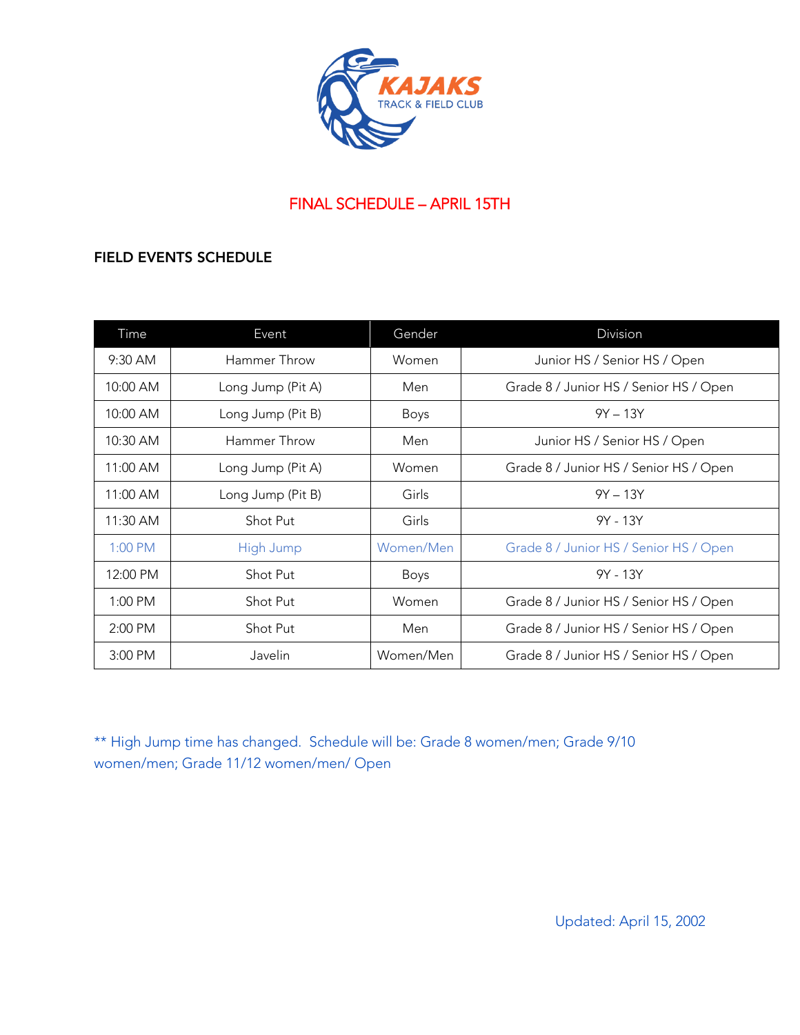KAJAKS

TRACK & FIELD CLUB

FINAL SCHEDULE – APRIL 15TH

**FIELD EVENTS SCHEDULE**

| Time | Event | Gender | Division |
|---|---|---|---|
| 9:30 AM | Hammer Throw | Women | Junior HS / Senior HS / Open |
| 10:00 AM | Long Jump (Pit A) | Men | Grade 8 / Junior HS / Senior HS / Open |
| 10:00 AM | Long Jump (Pit B) | Boys | 9Y – 13Y |
| 10:30 AM | Hammer Throw | Men | Junior HS / Senior HS / Open |
| 11:00 AM | Long Jump (Pit A) | Women | Grade 8 / Junior HS / Senior HS / Open |
| 11:00 AM | Long Jump (Pit B) | Girls | 9Y – 13Y |
| 11:30 AM | Shot Put | Girls | 9Y - 13Y |
| 1:00 PM | High Jump | Women/Men | Grade 8 / Junior HS / Senior HS / Open |
| 12:00 PM | Shot Put | Boys | 9Y - 13Y |
| 1:00 PM | Shot Put | Women | Grade 8 / Junior HS / Senior HS / Open |
| 2:00 PM | Shot Put | Men | Grade 8 / Junior HS / Senior HS / Open |
| 3:00 PM | Javelin | Women/Men | Grade 8 / Junior HS / Senior HS / Open |

** High Jump time has changed. Schedule will be: Grade 8 women/men; Grade 9/10 women/men; Grade 11/12 women/men/ Open

Updated: April 15, 2002